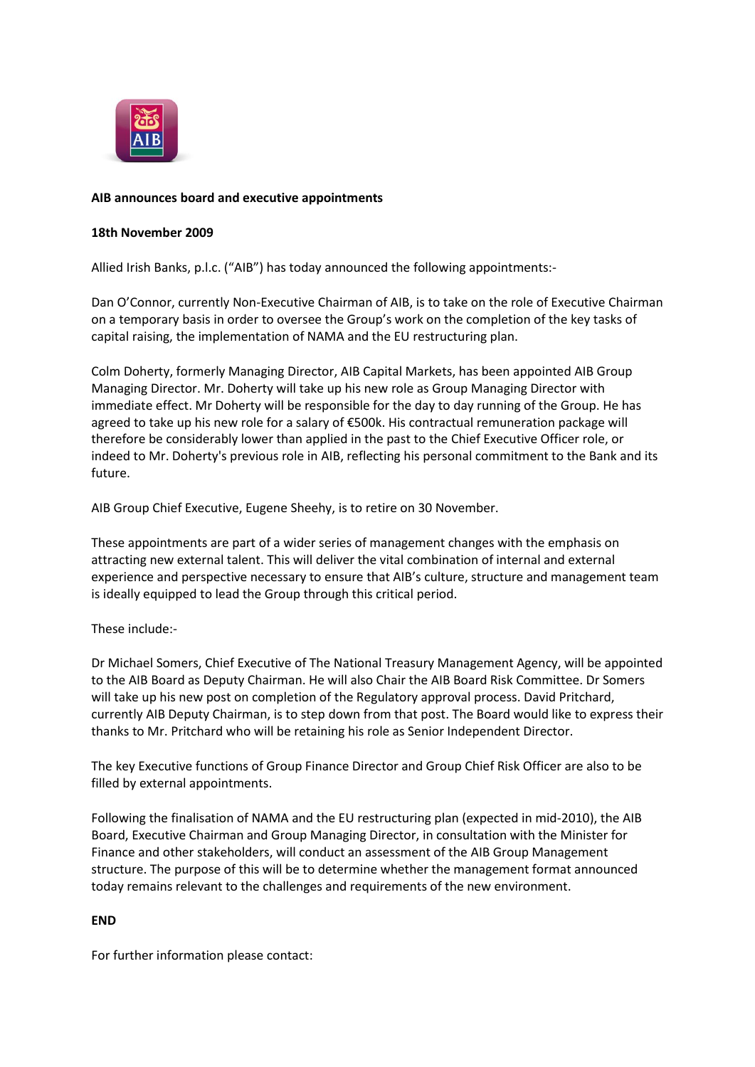**AIB announces board and executive appointments**

**18th November 2009**

Allied Irish Banks, p.l.c. ("AIB") has today announced the following appointments:-

Dan O'Connor, currently Non-Executive Chairman of AIB, is to take on the role of Executive Chairman on a temporary basis in order to oversee the Group's work on the completion of the key tasks of capital raising, the implementation of NAMA and the EU restructuring plan.

Colm Doherty, formerly Managing Director, AIB Capital Markets, has been appointed AIB Group Managing Director. Mr. Doherty will take up his new role as Group Managing Director with immediate effect. Mr Doherty will be responsible for the day to day running of the Group. He has agreed to take up his new role for a salary of €500k. His contractual remuneration package will therefore be considerably lower than applied in the past to the Chief Executive Officer role, or indeed to Mr. Doherty's previous role in AIB, reflecting his personal commitment to the Bank and its future.

AIB Group Chief Executive, Eugene Sheehy, is to retire on 30 November.

These appointments are part of a wider series of management changes with the emphasis on attracting new external talent. This will deliver the vital combination of internal and external experience and perspective necessary to ensure that AIB's culture, structure and management team is ideally equipped to lead the Group through this critical period.

These include:-

Dr Michael Somers, Chief Executive of The National Treasury Management Agency, will be appointed to the AIB Board as Deputy Chairman. He will also Chair the AIB Board Risk Committee. Dr Somers will take up his new post on completion of the Regulatory approval process. David Pritchard, currently AIB Deputy Chairman, is to step down from that post. The Board would like to express their thanks to Mr. Pritchard who will be retaining his role as Senior Independent Director.

The key Executive functions of Group Finance Director and Group Chief Risk Officer are also to be filled by external appointments.

Following the finalisation of NAMA and the EU restructuring plan (expected in mid-2010), the AIB Board, Executive Chairman and Group Managing Director, in consultation with the Minister for Finance and other stakeholders, will conduct an assessment of the AIB Group Management structure. The purpose of this will be to determine whether the management format announced today remains relevant to the challenges and requirements of the new environment.

**END**

For further information please contact: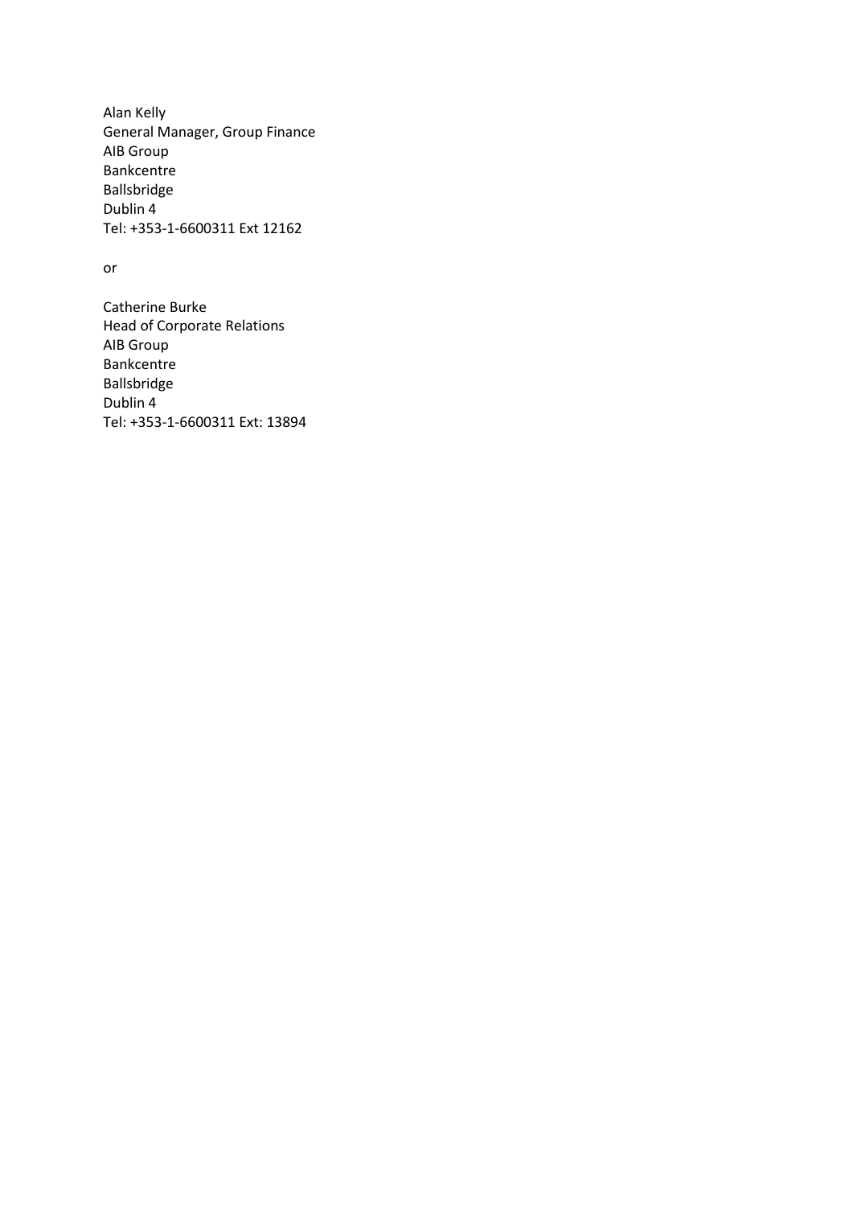Alan Kelly  
General Manager, Group Finance  
AIB Group  
Bankcentre  
Ballsbridge  
Dublin 4  
Tel: +353-1-6600311 Ext 12162

or

Catherine Burke  
Head of Corporate Relations  
AIB Group  
Bankcentre  
Ballsbridge  
Dublin 4  
Tel: +353-1-6600311 Ext: 13894